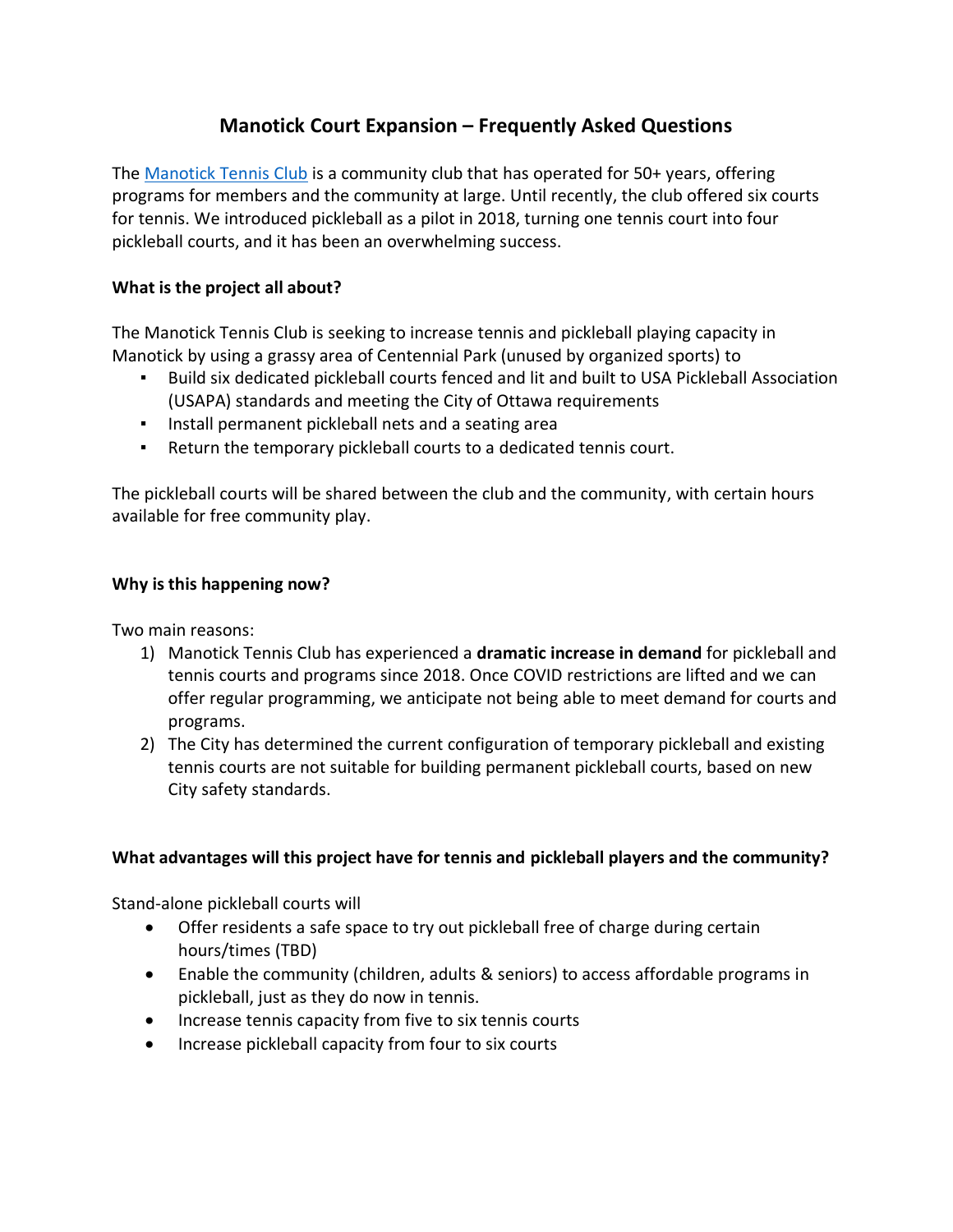# Manotick Court Expansion – Frequently Asked Questions

The [Manotick Tennis Club](#) is a community club that has operated for 50+ years, offering programs for members and the community at large. Until recently, the club offered six courts for tennis. We introduced pickleball as a pilot in 2018, turning one tennis court into four pickleball courts, and it has been an overwhelming success.

**What is the project all about?**

The Manotick Tennis Club is seeking to increase tennis and pickleball playing capacity in Manotick by using a grassy area of Centennial Park (unused by organized sports) to

- Build six dedicated pickleball courts fenced and lit and built to USA Pickleball Association (USAPA) standards and meeting the City of Ottawa requirements
- Install permanent pickleball nets and a seating area
- Return the temporary pickleball courts to a dedicated tennis court.

The pickleball courts will be shared between the club and the community, with certain hours available for free community play.

**Why is this happening now?**

Two main reasons:

1) Manotick Tennis Club has experienced a **dramatic increase in demand** for pickleball and tennis courts and programs since 2018. Once COVID restrictions are lifted and we can offer regular programming, we anticipate not being able to meet demand for courts and programs.
2) The City has determined the current configuration of temporary pickleball and existing tennis courts are not suitable for building permanent pickleball courts, based on new City safety standards.

**What advantages will this project have for tennis and pickleball players and the community?**

Stand-alone pickleball courts will

- Offer residents a safe space to try out pickleball free of charge during certain hours/times (TBD)
- Enable the community (children, adults & seniors) to access affordable programs in pickleball, just as they do now in tennis.
- Increase tennis capacity from five to six tennis courts
- Increase pickleball capacity from four to six courts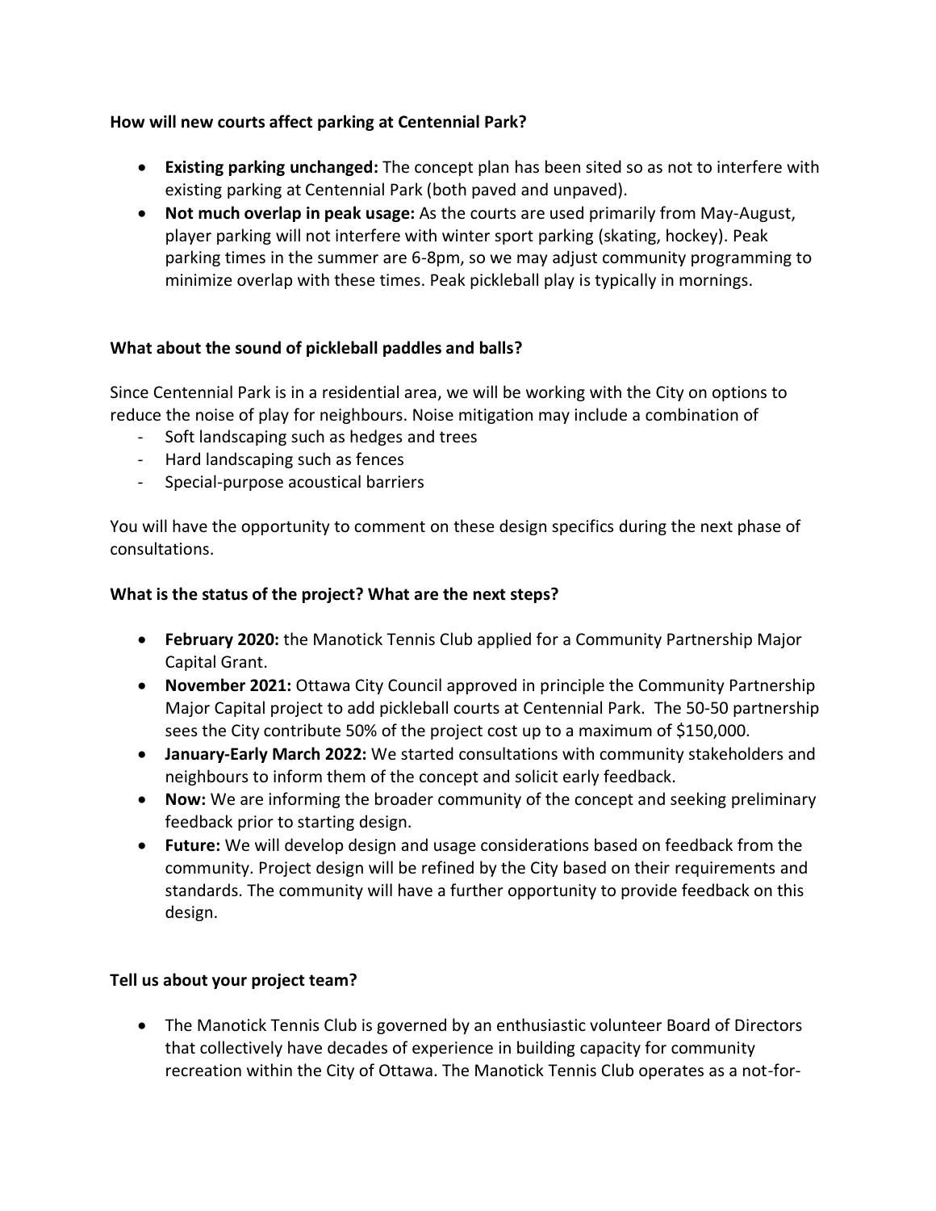**How will new courts affect parking at Centennial Park?**

- **Existing parking unchanged:** The concept plan has been sited so as not to interfere with existing parking at Centennial Park (both paved and unpaved).
- **Not much overlap in peak usage:** As the courts are used primarily from May-August, player parking will not interfere with winter sport parking (skating, hockey). Peak parking times in the summer are 6-8pm, so we may adjust community programming to minimize overlap with these times. Peak pickleball play is typically in mornings.

**What about the sound of pickleball paddles and balls?**

Since Centennial Park is in a residential area, we will be working with the City on options to reduce the noise of play for neighbours. Noise mitigation may include a combination of

- Soft landscaping such as hedges and trees
- Hard landscaping such as fences
- Special-purpose acoustical barriers

You will have the opportunity to comment on these design specifics during the next phase of consultations.

**What is the status of the project? What are the next steps?**

- **February 2020:** the Manotick Tennis Club applied for a Community Partnership Major Capital Grant.
- **November 2021:** Ottawa City Council approved in principle the Community Partnership Major Capital project to add pickleball courts at Centennial Park. The 50-50 partnership sees the City contribute 50% of the project cost up to a maximum of $150,000.
- **January-Early March 2022:** We started consultations with community stakeholders and neighbours to inform them of the concept and solicit early feedback.
- **Now:** We are informing the broader community of the concept and seeking preliminary feedback prior to starting design.
- **Future:** We will develop design and usage considerations based on feedback from the community. Project design will be refined by the City based on their requirements and standards. The community will have a further opportunity to provide feedback on this design.

**Tell us about your project team?**

- The Manotick Tennis Club is governed by an enthusiastic volunteer Board of Directors that collectively have decades of experience in building capacity for community recreation within the City of Ottawa. The Manotick Tennis Club operates as a not-for-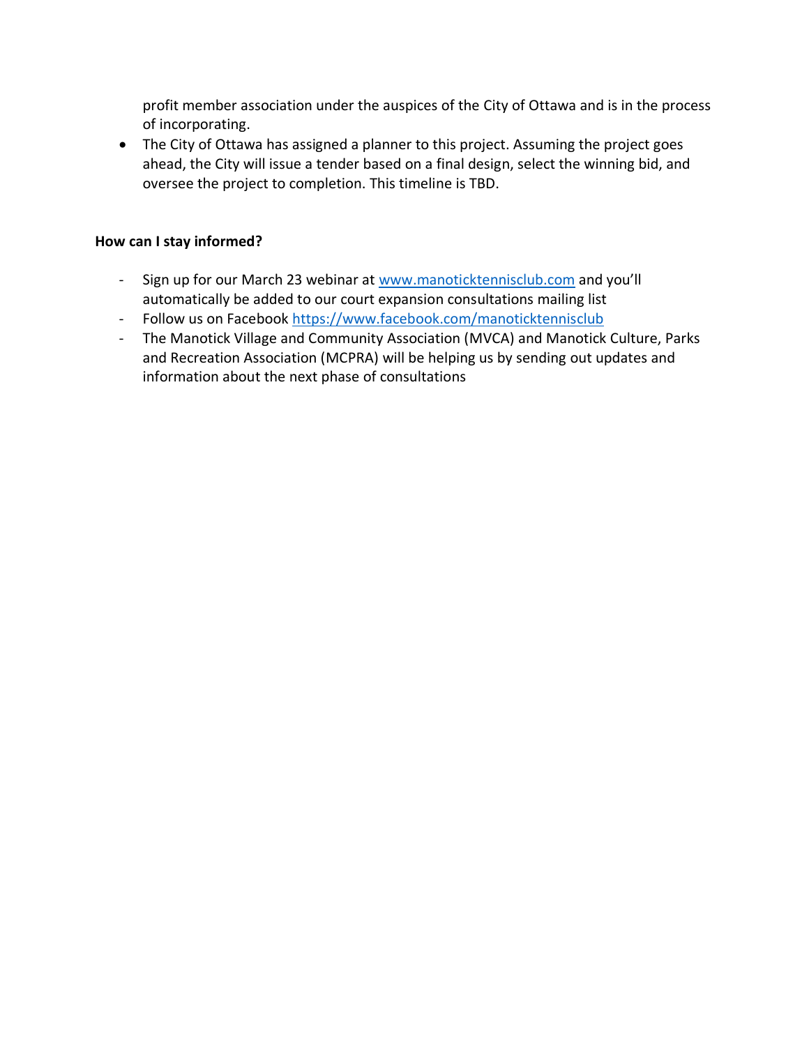profit member association under the auspices of the City of Ottawa and is in the process of incorporating.

- The City of Ottawa has assigned a planner to this project. Assuming the project goes ahead, the City will issue a tender based on a final design, select the winning bid, and oversee the project to completion. This timeline is TBD.

**How can I stay informed?**

- Sign up for our March 23 webinar at [www.manoticktennisclub.com](http://www.manoticktennisclub.com) and you'll automatically be added to our court expansion consultations mailing list
- Follow us on Facebook [https://www.facebook.com/manoticktennisclub](https://www.facebook.com/manoticktennisclub)
- The Manotick Village and Community Association (MVCA) and Manotick Culture, Parks and Recreation Association (MCPRA) will be helping us by sending out updates and information about the next phase of consultations